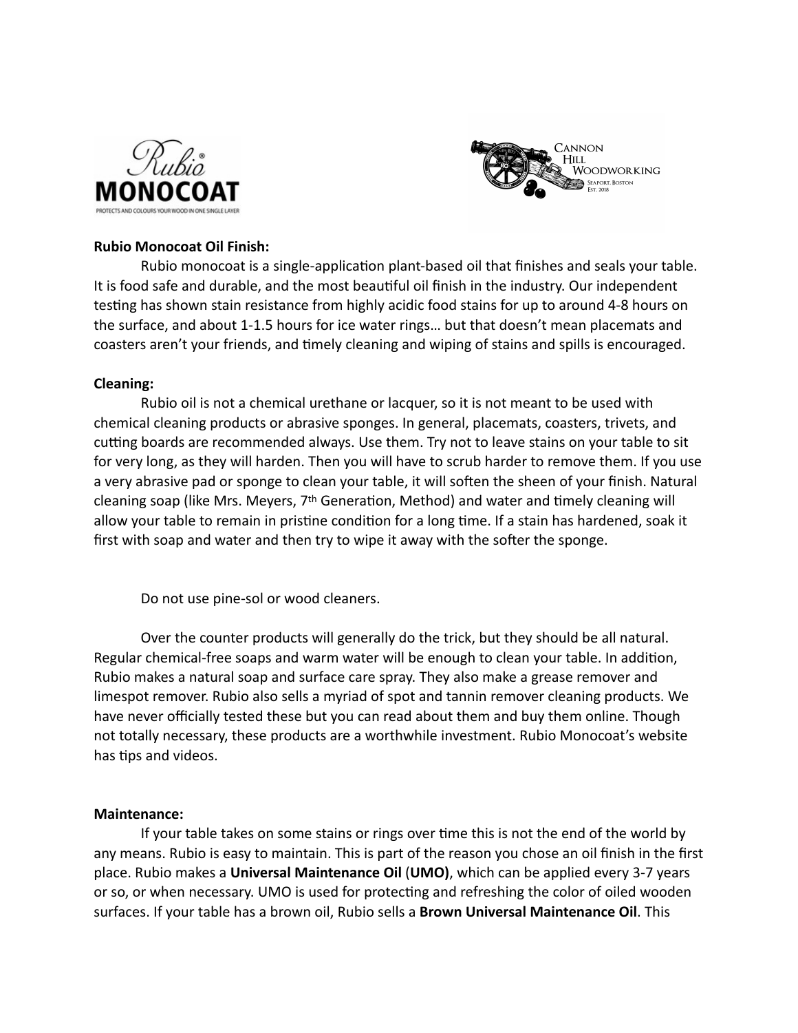**Rubio Monocoat Oil Finish:**

Rubio monocoat is a single-application plant-based oil that finishes and seals your table. It is food safe and durable, and the most beautiful oil finish in the industry. Our independent testing has shown stain resistance from highly acidic food stains for up to around 4-8 hours on the surface, and about 1-1.5 hours for ice water rings… but that doesn't mean placemats and coasters aren't your friends, and timely cleaning and wiping of stains and spills is encouraged.

**Cleaning:**

Rubio oil is not a chemical urethane or lacquer, so it is not meant to be used with chemical cleaning products or abrasive sponges. In general, placemats, coasters, trivets, and cutting boards are recommended always. Use them. Try not to leave stains on your table to sit for very long, as they will harden. Then you will have to scrub harder to remove them. If you use a very abrasive pad or sponge to clean your table, it will soften the sheen of your finish. Natural cleaning soap (like Mrs. Meyers, 7th Generation, Method) and water and timely cleaning will allow your table to remain in pristine condition for a long time. If a stain has hardened, soak it first with soap and water and then try to wipe it away with the softer the sponge.

Do not use pine-sol or wood cleaners.

Over the counter products will generally do the trick, but they should be all natural. Regular chemical-free soaps and warm water will be enough to clean your table. In addition, Rubio makes a natural soap and surface care spray. They also make a grease remover and limespot remover. Rubio also sells a myriad of spot and tannin remover cleaning products. We have never officially tested these but you can read about them and buy them online. Though not totally necessary, these products are a worthwhile investment. Rubio Monocoat's website has tips and videos.

**Maintenance:**

If your table takes on some stains or rings over time this is not the end of the world by any means. Rubio is easy to maintain. This is part of the reason you chose an oil finish in the first place. Rubio makes a **Universal Maintenance Oil** (**UMO)**, which can be applied every 3-7 years or so, or when necessary. UMO is used for protecting and refreshing the color of oiled wooden surfaces. If your table has a brown oil, Rubio sells a **Brown Universal Maintenance Oil**. This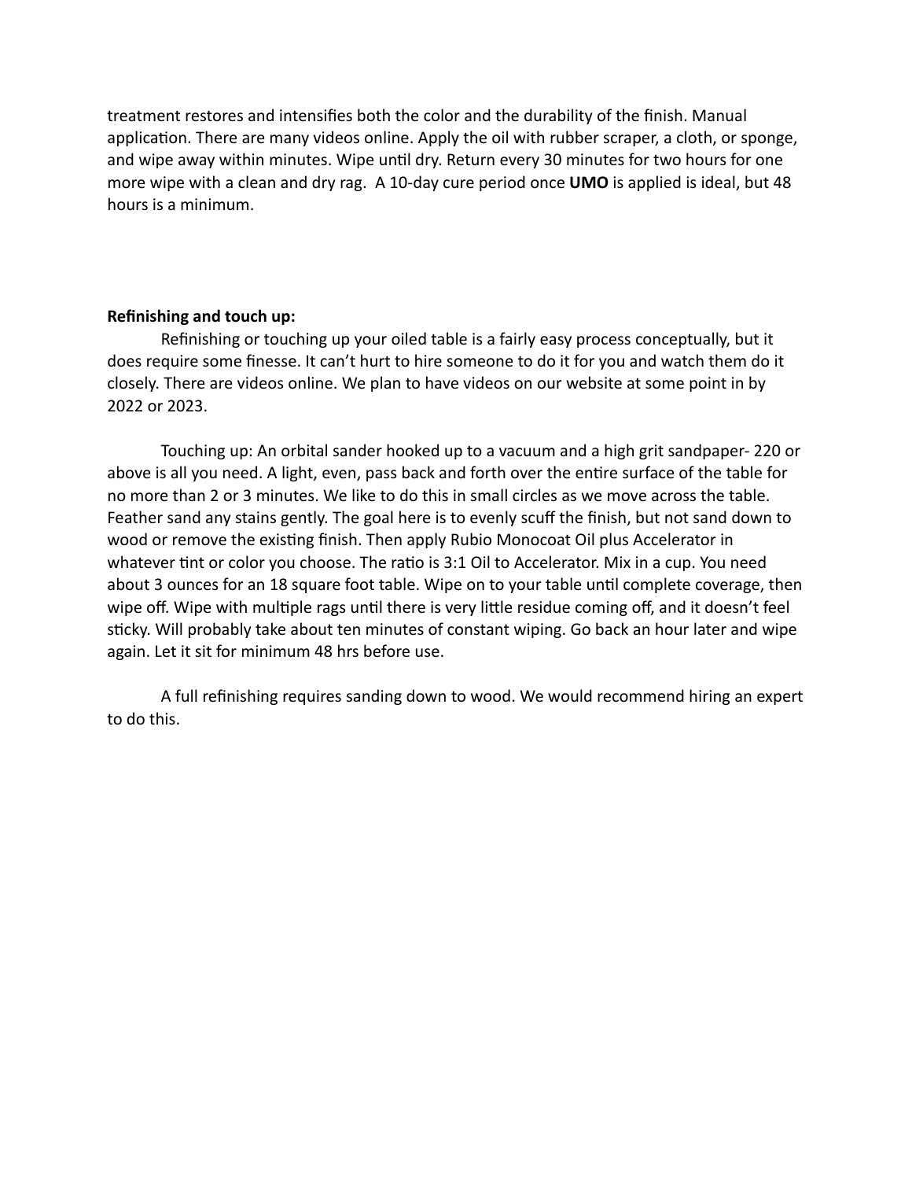treatment restores and intensifies both the color and the durability of the finish. Manual application. There are many videos online. Apply the oil with rubber scraper, a cloth, or sponge, and wipe away within minutes. Wipe until dry. Return every 30 minutes for two hours for one more wipe with a clean and dry rag. A 10-day cure period once **UMO** is applied is ideal, but 48 hours is a minimum.

**Refinishing and touch up:**

Refinishing or touching up your oiled table is a fairly easy process conceptually, but it does require some finesse. It can't hurt to hire someone to do it for you and watch them do it closely. There are videos online. We plan to have videos on our website at some point in by 2022 or 2023.

Touching up: An orbital sander hooked up to a vacuum and a high grit sandpaper- 220 or above is all you need. A light, even, pass back and forth over the entire surface of the table for no more than 2 or 3 minutes. We like to do this in small circles as we move across the table. Feather sand any stains gently. The goal here is to evenly scuff the finish, but not sand down to wood or remove the existing finish. Then apply Rubio Monocoat Oil plus Accelerator in whatever tint or color you choose. The ratio is 3:1 Oil to Accelerator. Mix in a cup. You need about 3 ounces for an 18 square foot table. Wipe on to your table until complete coverage, then wipe off. Wipe with multiple rags until there is very little residue coming off, and it doesn't feel sticky. Will probably take about ten minutes of constant wiping. Go back an hour later and wipe again. Let it sit for minimum 48 hrs before use.

A full refinishing requires sanding down to wood. We would recommend hiring an expert to do this.